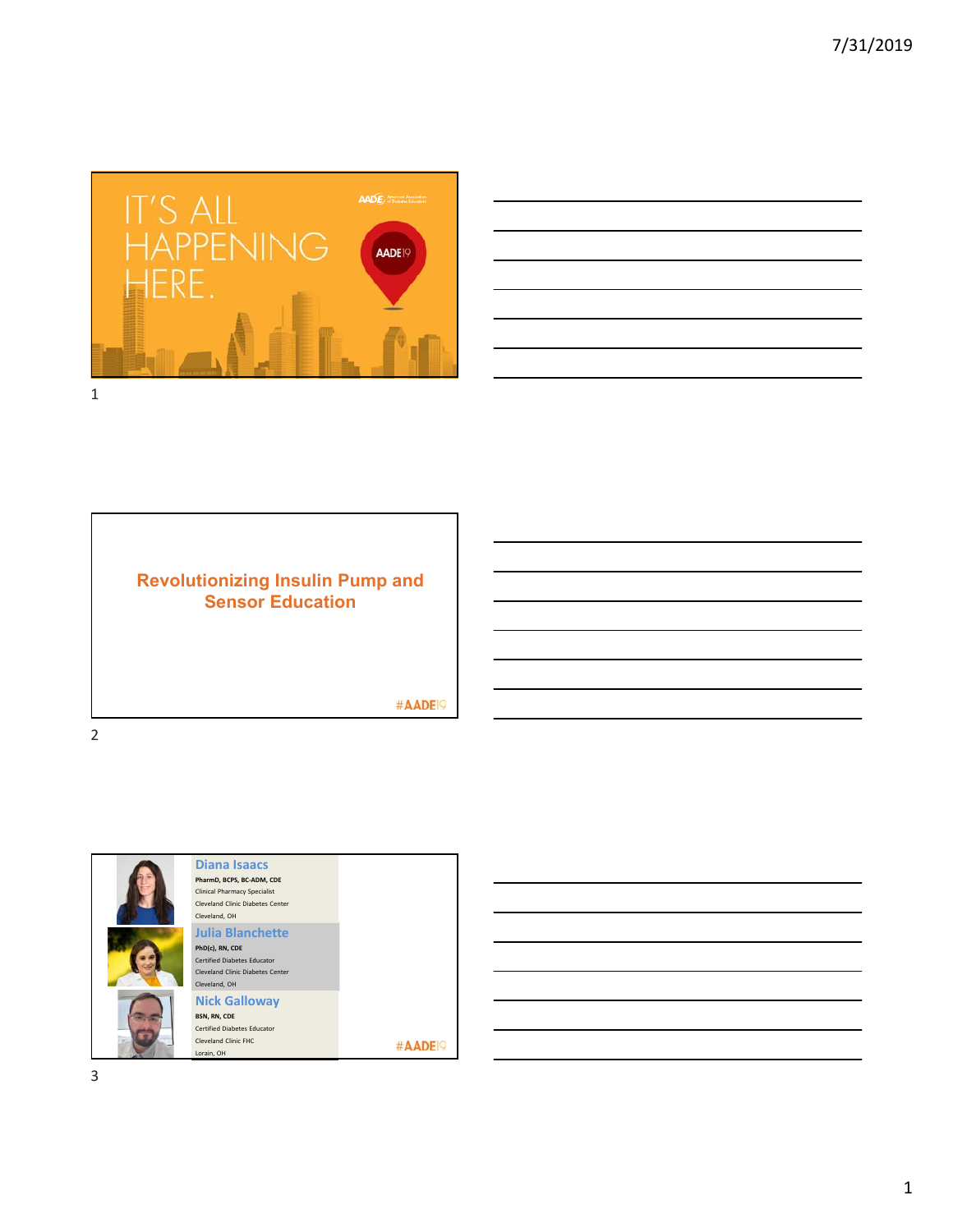IT'S ALL HAPPENING HERE.

AADE American Association of Diabetes Educators

AADE19

## Revolutionizing Insulin Pump and Sensor Education

#AADE19

**Diana Isaacs**
PharmD, BCPS, BC-ADM, CDE
Clinical Pharmacy Specialist
Cleveland Clinic Diabetes Center
Cleveland, OH

**Julia Blanchette**
PhD(c), RN, CDE
Certified Diabetes Educator
Cleveland Clinic Diabetes Center
Cleveland, OH

**Nick Galloway**
BSN, RN, CDE
Certified Diabetes Educator
Cleveland Clinic FHC
Lorain, OH

#AADE19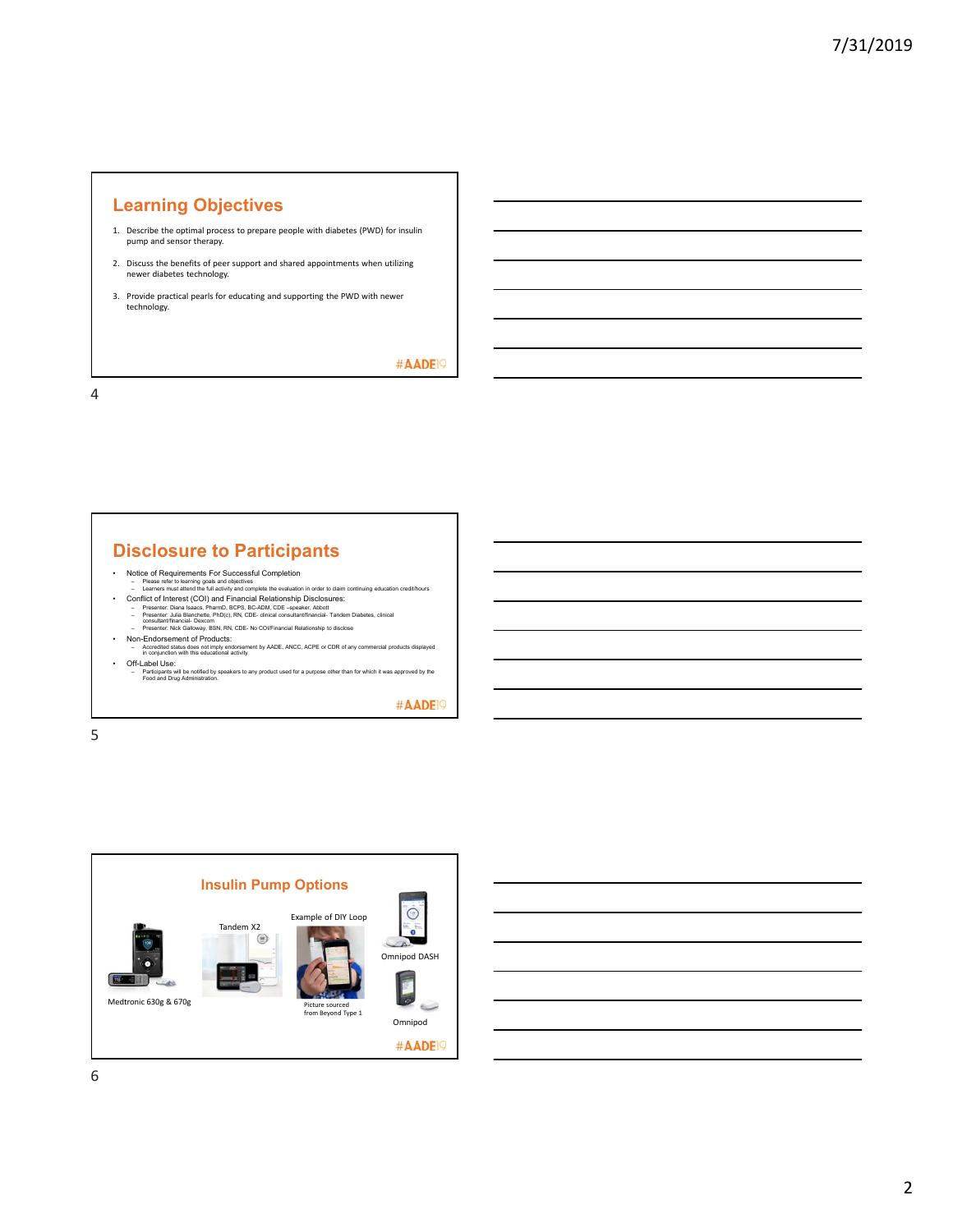## Learning Objectives

1. Describe the optimal process to prepare people with diabetes (PWD) for insulin pump and sensor therapy.
2. Discuss the benefits of peer support and shared appointments when utilizing newer diabetes technology.
3. Provide practical pearls for educating and supporting the PWD with newer technology.

#AADE19

## Disclosure to Participants

- Notice of Requirements For Successful Completion
  - Please refer to learning goals and objectives
  - Learners must attend the full activity and complete the evaluation in order to claim continuing education credit/hours
- Conflict of Interest (COI) and Financial Relationship Disclosures:
  - Presenter: Diana Isaacs, PharmD, BCPS, BC-ADM, CDE –speaker, Abbott
  - Presenter: Julia Blanchette, PhD(c), RN, CDE- clinical consultant/financial- Tandem Diabetes, clinical consultant/financial- Dexcom
  - Presenter: Nick Galloway, BSN, RN, CDE- No COI/Financial Relationship to disclose
- Non-Endorsement of Products:
  - Accredited status does not imply endorsement by AADE, ANCC, ACPE or CDR of any commercial products displayed in conjunction with this educational activity
- Off-Label Use:
  - Participants will be notified by speakers to any product used for a purpose other than for which it was approved by the Food and Drug Administration.

#AADE19

## Insulin Pump Options

Medtronic 630g & 670g

Tandem X2

Example of DIY Loop

Picture sourced from Beyond Type 1

Omnipod DASH

Omnipod

#AADE19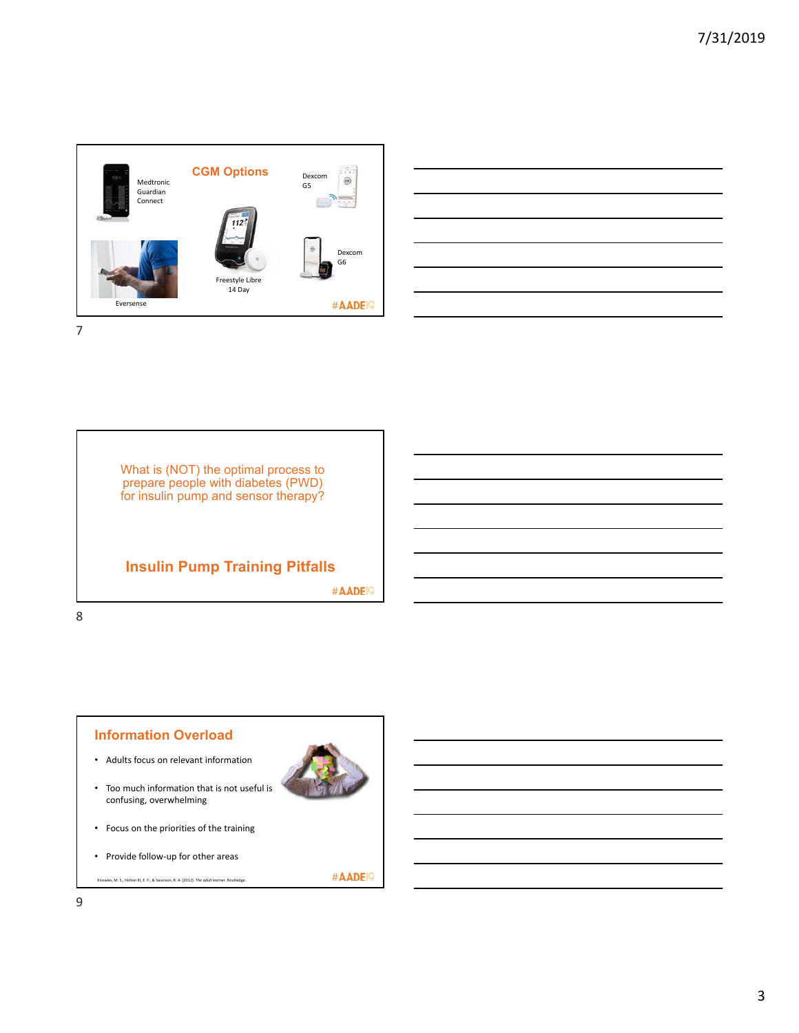## CGM Options

Medtronic Guardian Connect

Dexcom G5

Freestyle Libre 14 Day

Dexcom G6

Eversense

#AADE19

What is (NOT) the optimal process to prepare people with diabetes (PWD) for insulin pump and sensor therapy?

## Insulin Pump Training Pitfalls

#AADE19

## Information Overload

- Adults focus on relevant information
- Too much information that is not useful is confusing, overwhelming
- Focus on the priorities of the training
- Provide follow-up for other areas

Knowles, M. S., Holton III, E. F., & Swanson, R. A. (2012). *The adult learner*. Routledge.

#AADE19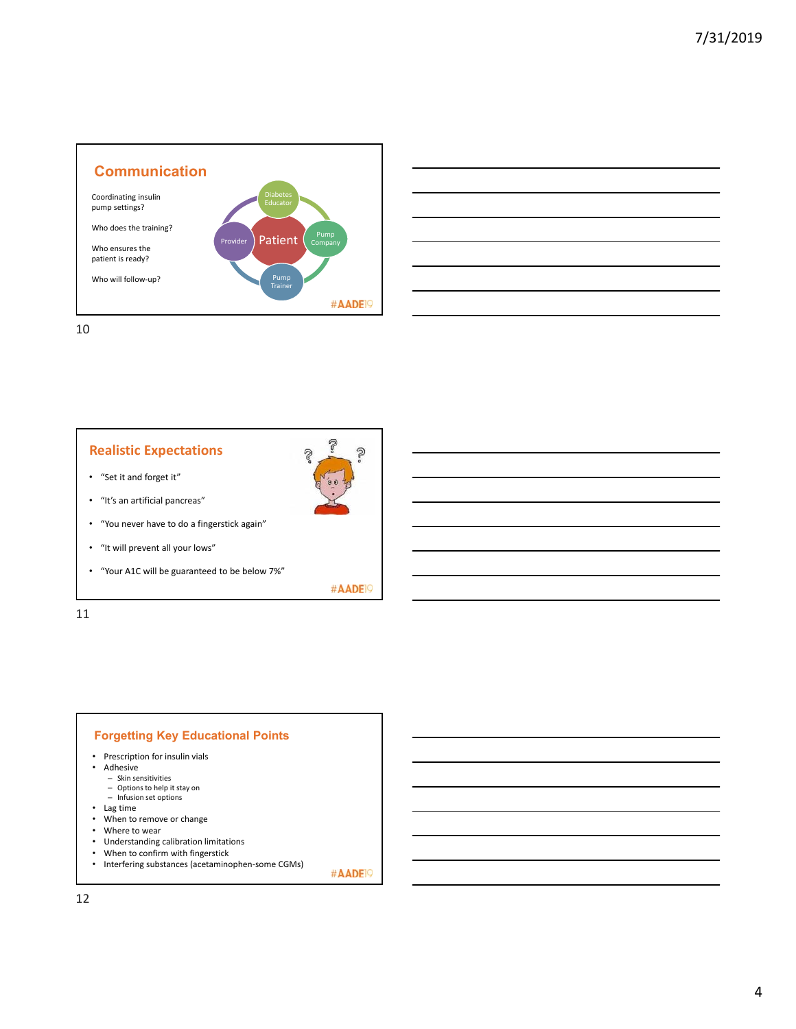## Communication

Coordinating insulin pump settings?

Who does the training?

Who ensures the patient is ready?

Who will follow-up?

Diabetes Educator

Provider

Patient

Pump Company

Pump Trainer

#AADE19

## Realistic Expectations

- "Set it and forget it"
- "It's an artificial pancreas"
- "You never have to do a fingerstick again"
- "It will prevent all your lows"
- "Your A1C will be guaranteed to be below 7%"

#AADE19

## Forgetting Key Educational Points

- Prescription for insulin vials
- Adhesive
  - Skin sensitivities
  - Options to help it stay on
  - Infusion set options
- Lag time
- When to remove or change
- Where to wear
- Understanding calibration limitations
- When to confirm with fingerstick
- Interfering substances (acetaminophen-some CGMs)

#AADE19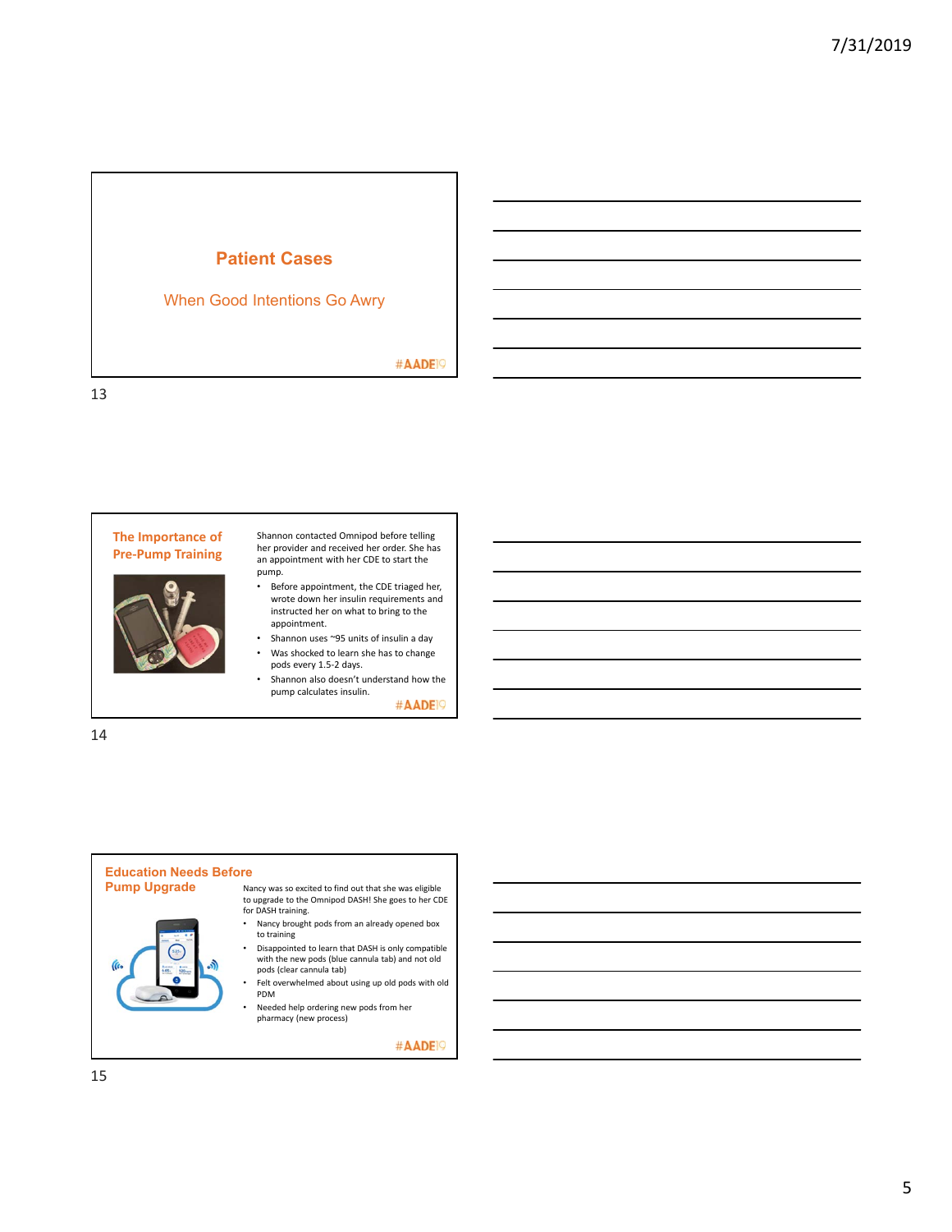## Patient Cases

When Good Intentions Go Awry

#AADE19

## The Importance of Pre-Pump Training

Shannon contacted Omnipod before telling her provider and received her order. She has an appointment with her CDE to start the pump.

- Before appointment, the CDE triaged her, wrote down her insulin requirements and instructed her on what to bring to the appointment.
- Shannon uses ~95 units of insulin a day
- Was shocked to learn she has to change pods every 1.5-2 days.
- Shannon also doesn't understand how the pump calculates insulin.

#AADE19

## Education Needs Before Pump Upgrade

Nancy was so excited to find out that she was eligible to upgrade to the Omnipod DASH! She goes to her CDE for DASH training.

- Nancy brought pods from an already opened box to training
- Disappointed to learn that DASH is only compatible with the new pods (blue cannula tab) and not old pods (clear cannula tab)
- Felt overwhelmed about using up old pods with old PDM
- Needed help ordering new pods from her pharmacy (new process)

#AADE19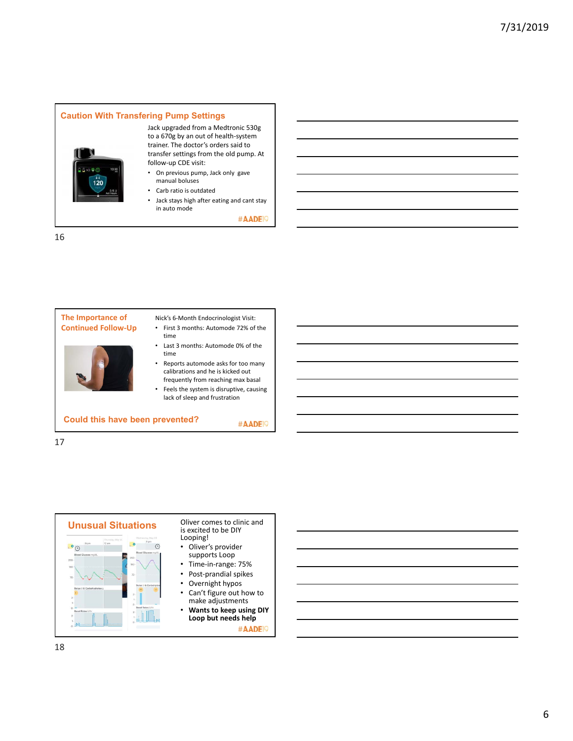## Caution With Transfering Pump Settings

Jack upgraded from a Medtronic 530g to a 670g by an out of health-system trainer. The doctor's orders said to transfer settings from the old pump. At follow-up CDE visit:

- On previous pump, Jack only gave manual boluses
- Carb ratio is outdated
- Jack stays high after eating and cant stay in auto mode

#AADE19

## The Importance of Continued Follow-Up

Nick's 6-Month Endocrinologist Visit:

- First 3 months: Automode 72% of the time
- Last 3 months: Automode 0% of the time
- Reports automode asks for too many calibrations and he is kicked out frequently from reaching max basal
- Feels the system is disruptive, causing lack of sleep and frustration

**Could this have been prevented?**

#AADE19

## Unusual Situations

Oliver comes to clinic and is excited to be DIY Looping!

- Oliver's provider supports Loop
- Time-in-range: 75%
- Post-prandial spikes
- Overnight hypos
- Can't figure out how to make adjustments
- **Wants to keep using DIY Loop but needs help**

#AADE19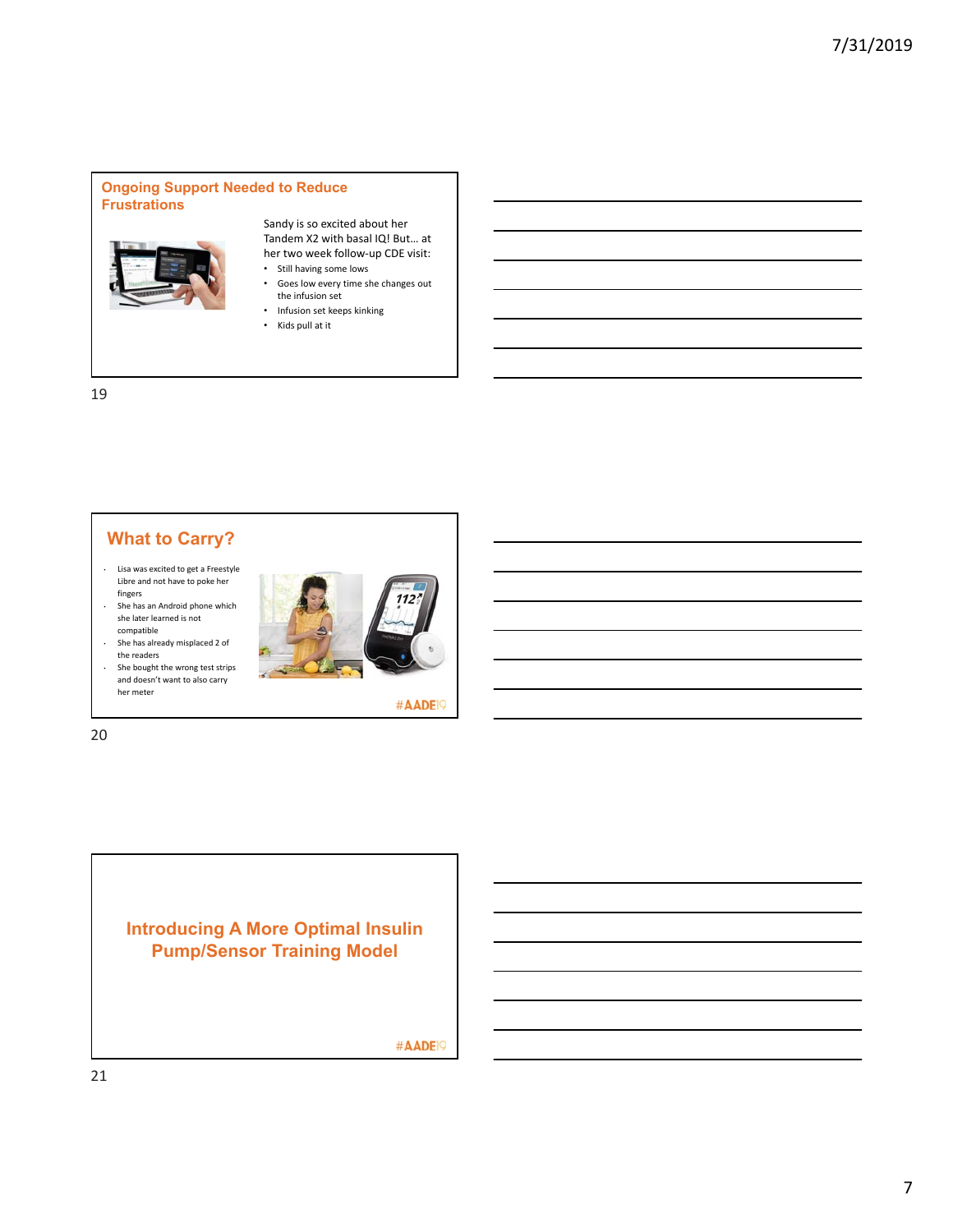## Ongoing Support Needed to Reduce Frustrations

Sandy is so excited about her Tandem X2 with basal IQ! But… at her two week follow-up CDE visit:

- Still having some lows
- Goes low every time she changes out the infusion set
- Infusion set keeps kinking
- Kids pull at it

## What to Carry?

- Lisa was excited to get a Freestyle Libre and not have to poke her fingers
- She has an Android phone which she later learned is not compatible
- She has already misplaced 2 of the readers
- She bought the wrong test strips and doesn't want to also carry her meter

#AADE19

## Introducing A More Optimal Insulin Pump/Sensor Training Model

#AADE19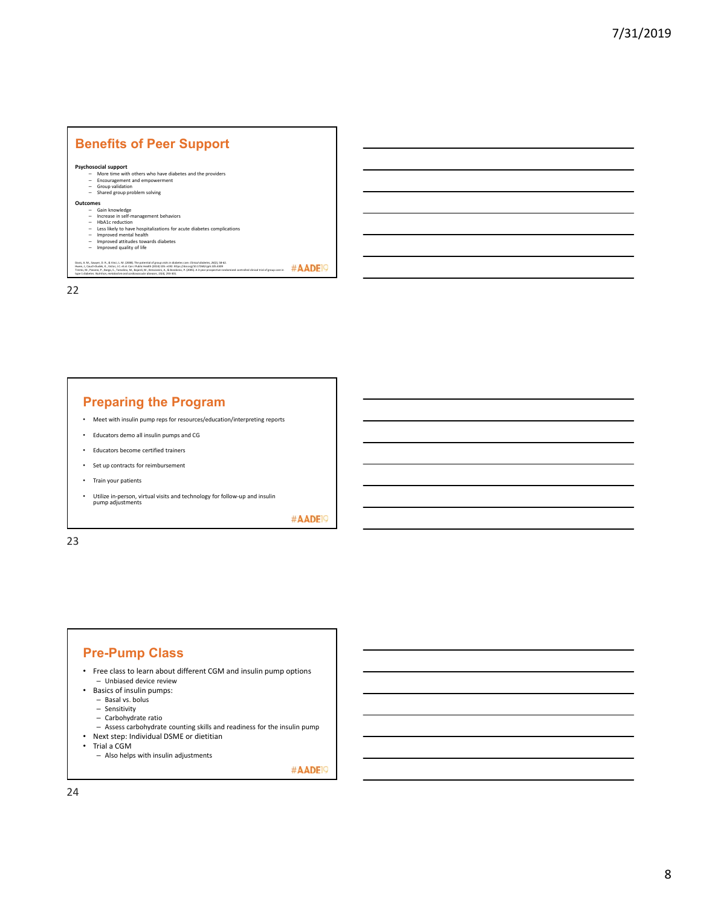## Benefits of Peer Support

**Psychosocial support**

- More time with others who have diabetes and the providers
- Encouragement and empowerment
- Group validation
- Shared group problem solving

**Outcomes**

- Gain knowledge
- Increase in self-management behaviors
- HbA1c reduction
- Less likely to have hospitalizations for acute diabetes complications
- Improved mental health
- Improved attitudes towards diabetes
- Improved quality of life

Davis, A. M., Sawyer, D. R., & Vinci, L. M. (2008). The potential of group visits in diabetes care. Clinical diabetes, 26(2), 58-62.
Hwee, J., Cauch-Dudek, K., Victor, J.C. et al. Can J Public Health (2014) 105: e192. https://doi.org/10.17269/cjph.105.4309
Trento, M., Passera, P., Borgo, E., Tomalino, M., Bajardi, M., Brescianini, A., & Bondonio, P. (2005). A 3-year prospective randomized controlled clinical trial of group care in type 1 diabetes. Nutrition, metabolism and cardiovascular diseases, 15(4), 293-301.

#AADE19

## Preparing the Program

- Meet with insulin pump reps for resources/education/interpreting reports
- Educators demo all insulin pumps and CG
- Educators become certified trainers
- Set up contracts for reimbursement
- Train your patients
- Utilize in-person, virtual visits and technology for follow-up and insulin pump adjustments

#AADE19

## Pre-Pump Class

- Free class to learn about different CGM and insulin pump options
  - Unbiased device review
- Basics of insulin pumps:
  - Basal vs. bolus
  - Sensitivity
  - Carbohydrate ratio
  - Assess carbohydrate counting skills and readiness for the insulin pump
- Next step: Individual DSME or dietitian
- Trial a CGM
  - Also helps with insulin adjustments

#AADE19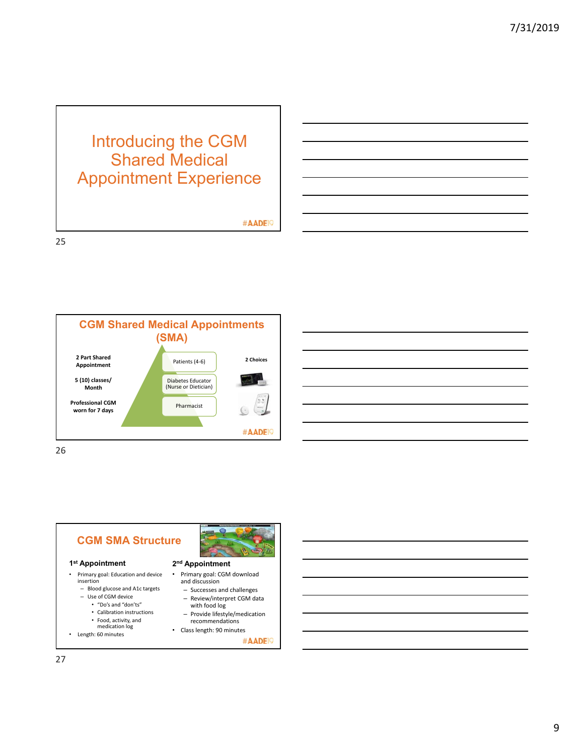# Introducing the CGM Shared Medical Appointment Experience

#AADE19

## CGM Shared Medical Appointments (SMA)

**2 Part Shared Appointment**

**5 (10) classes/ Month**

**Professional CGM worn for 7 days**

- Patients (4-6)
- Diabetes Educator (Nurse or Dietician)
- Pharmacist

**2 Choices**

#AADE19

## CGM SMA Structure

### 1st Appointment

- Primary goal: Education and device insertion
  - Blood glucose and A1c targets
  - Use of CGM device
    - "Do's and "don'ts"
    - Calibration instructions
    - Food, activity, and medication log
- Length: 60 minutes

### 2nd Appointment

- Primary goal: CGM download and discussion
  - Successes and challenges
  - Review/interpret CGM data with food log
  - Provide lifestyle/medication recommendations
- Class length: 90 minutes

#AADE19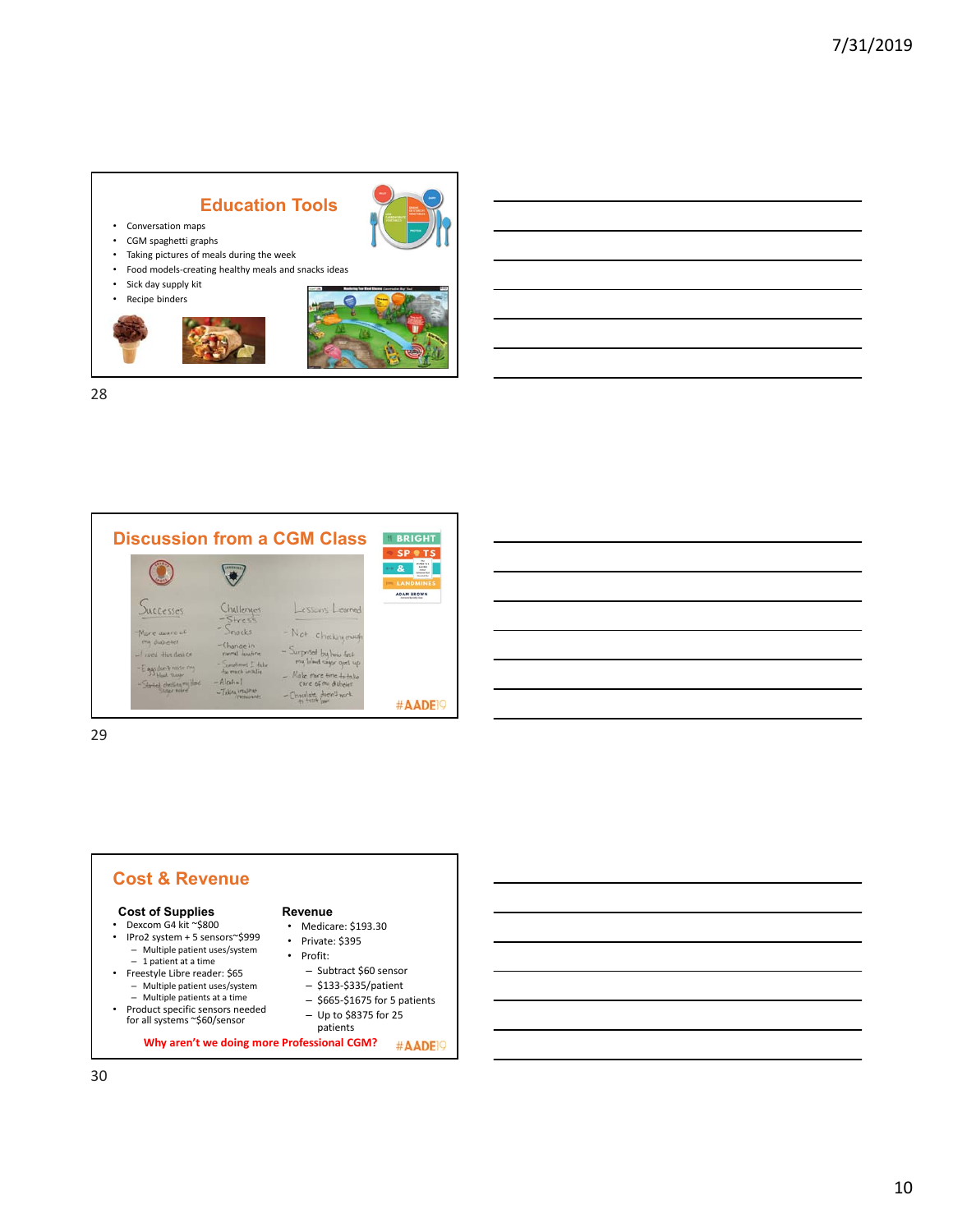## Education Tools

- Conversation maps
- CGM spaghetti graphs
- Taking pictures of meals during the week
- Food models-creating healthy meals and snacks ideas
- Sick day supply kit
- Recipe binders

## Discussion from a CGM Class

| Successes | Challenges | Lessons Learned |
|---|---|---|
| - More aware of my diabetes | - Stress | - Not checking enough |
| - I used the device | - Snacks | - Surprised by how fast my blood sugar goes up |
| - Eggs don't raise my blood sugar | - Change in normal routine | - Make more time to take care of my diabetes |
| - Started checking my blood sugar more | - Sometimes I take too much insulin | - Chocolate doesn't work to treat lows |
| | - Alcohol | |
| | - Taking insulin at restaurants | |

#AADE19

## Cost & Revenue

**Cost of Supplies**

- Dexcom G4 kit ~$800
- IPro2 system + 5 sensors~$999
  - Multiple patient uses/system
  - 1 patient at a time
- Freestyle Libre reader: $65
  - Multiple patient uses/system
  - Multiple patients at a time
- Product specific sensors needed for all systems ~$60/sensor

**Revenue**

- Medicare: $193.30
- Private: $395
- Profit:
  - Subtract $60 sensor
  - $133-$335/patient
  - $665-$1675 for 5 patients
  - Up to $8375 for 25 patients

**Why aren't we doing more Professional CGM?**

#AADE19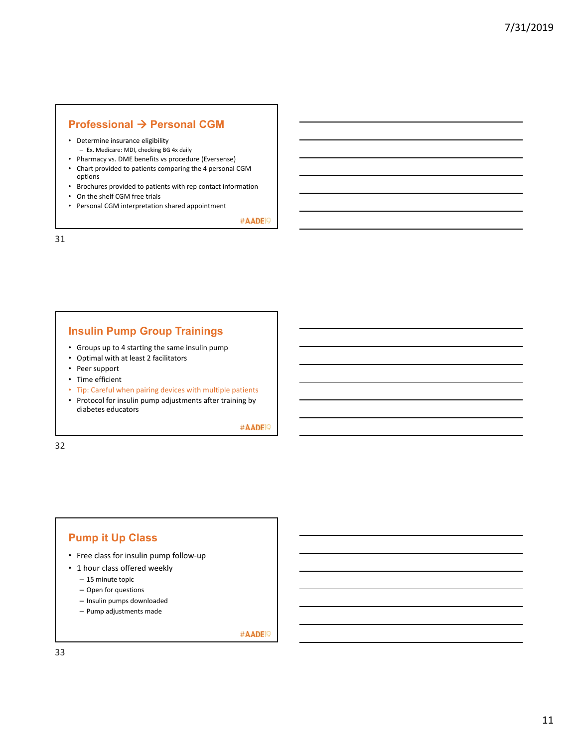## Professional → Personal CGM

- Determine insurance eligibility
  - Ex. Medicare: MDI, checking BG 4x daily
- Pharmacy vs. DME benefits vs procedure (Eversense)
- Chart provided to patients comparing the 4 personal CGM options
- Brochures provided to patients with rep contact information
- On the shelf CGM free trials
- Personal CGM interpretation shared appointment

#AADE19

## Insulin Pump Group Trainings

- Groups up to 4 starting the same insulin pump
- Optimal with at least 2 facilitators
- Peer support
- Time efficient
- Tip: Careful when pairing devices with multiple patients
- Protocol for insulin pump adjustments after training by diabetes educators

#AADE19

## Pump it Up Class

- Free class for insulin pump follow-up
- 1 hour class offered weekly
  - 15 minute topic
  - Open for questions
  - Insulin pumps downloaded
  - Pump adjustments made

#AADE19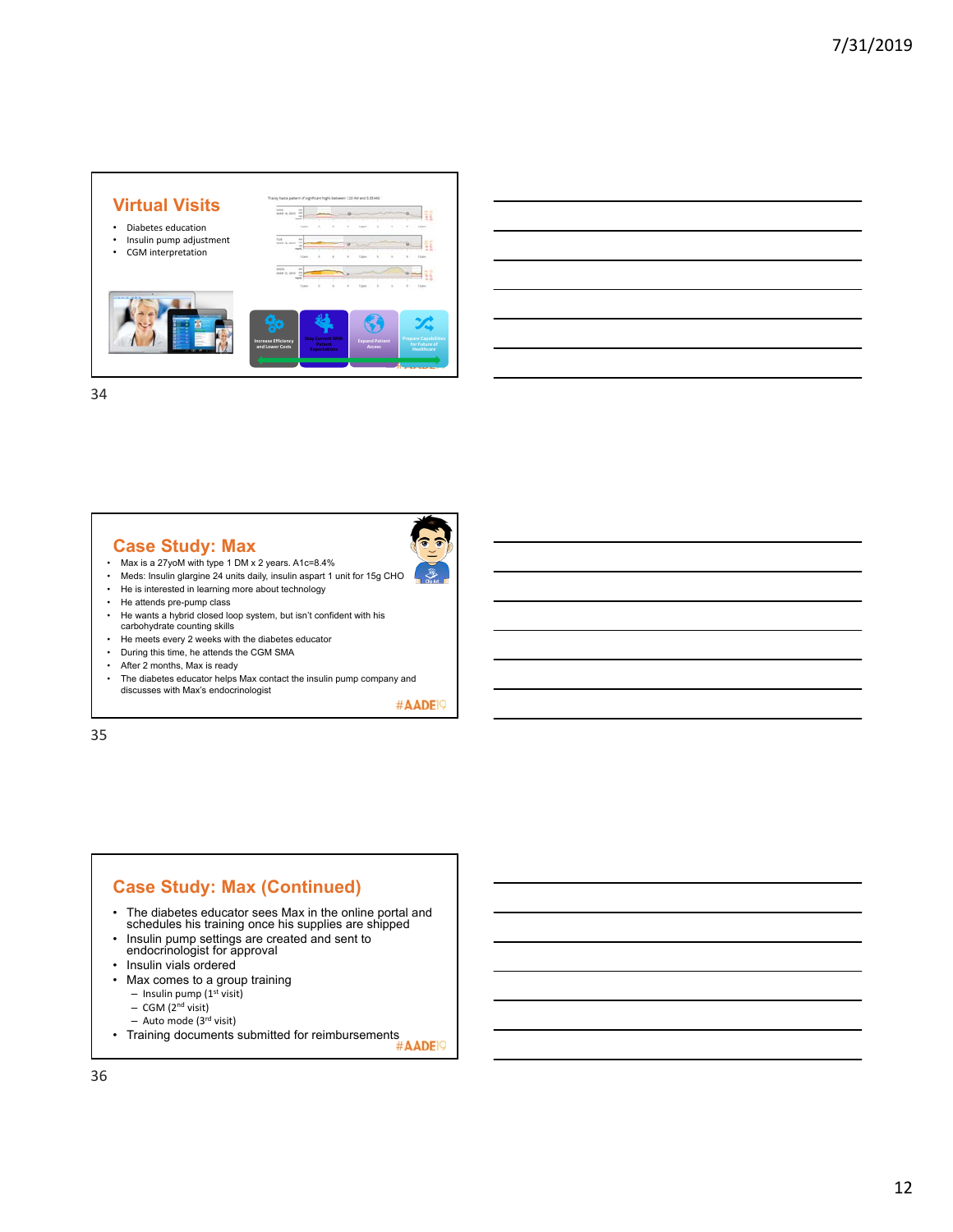## Virtual Visits

- Diabetes education
- Insulin pump adjustment
- CGM interpretation

Increase Efficiency and Lower Costs | Stay Current With Patient Expectations | Expand Patient Access | Prepare Capabilities for Future of Healthcare

## Case Study: Max

- Max is a 27yoM with type 1 DM x 2 years. A1c=8.4%
- Meds: Insulin glargine 24 units daily, insulin aspart 1 unit for 15g CHO
- He is interested in learning more about technology
- He attends pre-pump class
- He wants a hybrid closed loop system, but isn't confident with his carbohydrate counting skills
- He meets every 2 weeks with the diabetes educator
- During this time, he attends the CGM SMA
- After 2 months, Max is ready
- The diabetes educator helps Max contact the insulin pump company and discusses with Max's endocrinologist

#AADE19

## Case Study: Max (Continued)

- The diabetes educator sees Max in the online portal and schedules his training once his supplies are shipped
- Insulin pump settings are created and sent to endocrinologist for approval
- Insulin vials ordered
- Max comes to a group training
  - Insulin pump (1st visit)
  - CGM (2nd visit)
  - Auto mode (3rd visit)
- Training documents submitted for reimbursements

#AADE19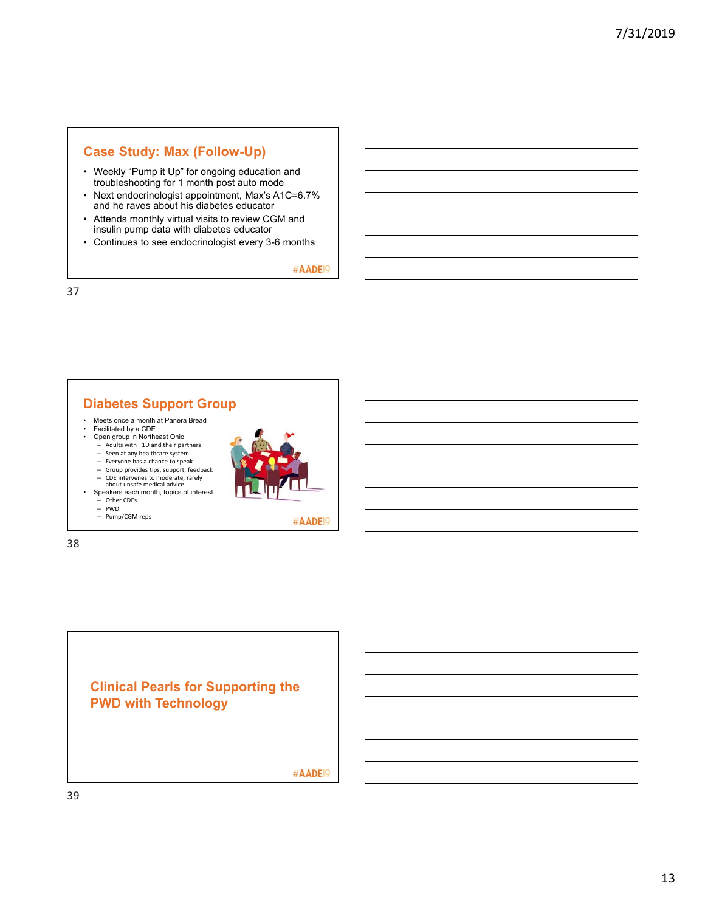## Case Study: Max (Follow-Up)

- Weekly "Pump it Up" for ongoing education and troubleshooting for 1 month post auto mode
- Next endocrinologist appointment, Max's A1C=6.7% and he raves about his diabetes educator
- Attends monthly virtual visits to review CGM and insulin pump data with diabetes educator
- Continues to see endocrinologist every 3-6 months

#AADE19

## Diabetes Support Group

- Meets once a month at Panera Bread
- Facilitated by a CDE
- Open group in Northeast Ohio
  - Adults with T1D and their partners
  - Seen at any healthcare system
  - Everyone has a chance to speak
  - Group provides tips, support, feedback
  - CDE intervenes to moderate, rarely about unsafe medical advice
- Speakers each month, topics of interest
  - Other CDEs
  - PWD
  - Pump/CGM reps

#AADE19

## Clinical Pearls for Supporting the PWD with Technology

#AADE19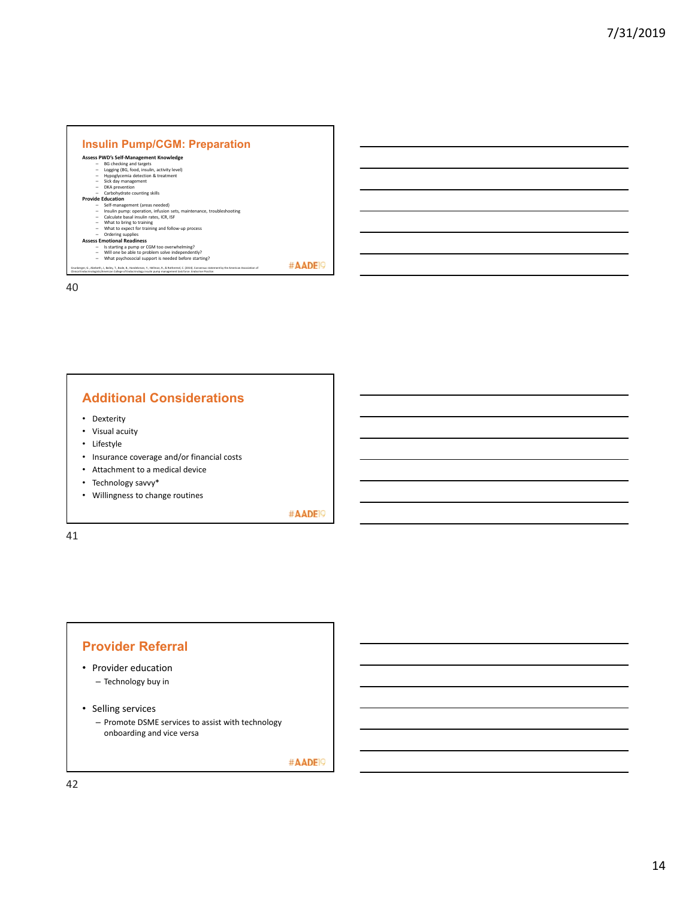## Insulin Pump/CGM: Preparation

**Assess PWD's Self-Management Knowledge**

- BG checking and targets
- Logging (BG, food, insulin, activity level)
- Hypoglycemia detection & treatment
- Sick day management
- DKA prevention
- Carbohydrate counting skills

**Provide Education**

- Self-management (areas needed)
- Insulin pump: operation, infusion sets, maintenance, troubleshooting
- Calculate basal insulin rates, ICR, ISF
- What to bring to training
- What to expect for training and follow-up process
- Ordering supplies

**Assess Emotional Readiness**

- Is starting a pump or CGM too overwhelming?
- Will one be able to problem solve independently?
- What psychosocial support is needed before starting?

Grunberger, G., Abelseth, J., Bailey, T., Bode, B., Handelsman, Y., Hellman, R., & Rothermel, C. (2014). Consensus statement by the American Association of Clinical Endocrinologists/American College of Endocrinology insulin pump management task force. Endocrine Practice.

#AADE19

## Additional Considerations

- Dexterity
- Visual acuity
- Lifestyle
- Insurance coverage and/or financial costs
- Attachment to a medical device
- Technology savvy*
- Willingness to change routines

#AADE19

## Provider Referral

- Provider education
  - Technology buy in
- Selling services
  - Promote DSME services to assist with technology onboarding and vice versa

#AADE19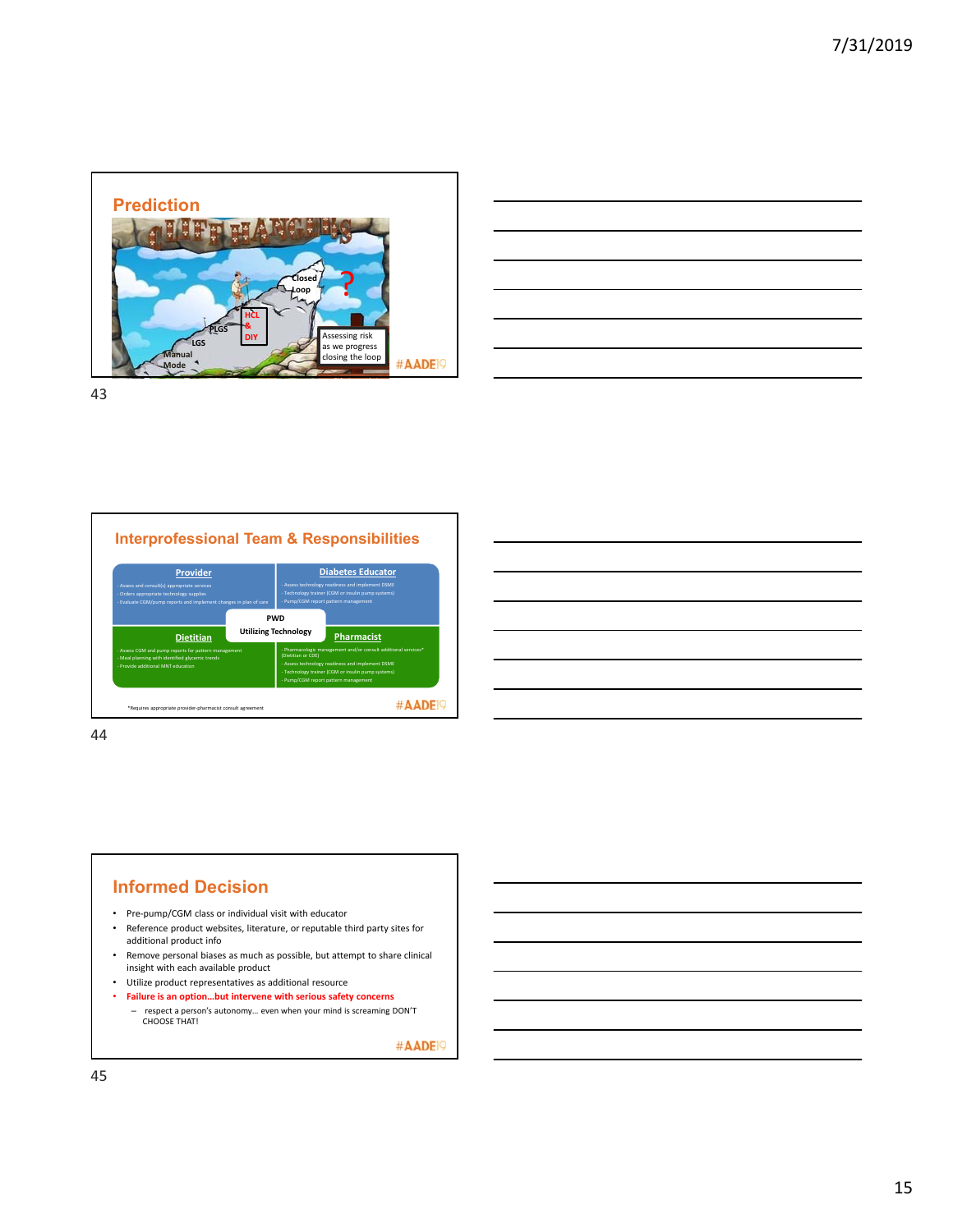## Prediction

Closed Loop

?

HCL & DIY

PLGS

LGS

Manual Mode

Assessing risk as we progress closing the loop

#AADE19

## Interprofessional Team & Responsibilities

**Provider**

- Assess and consult(s) appropriate services
- Orders appropriate technology supplies
- Evaluate CGM/pump reports and implement changes in plan of care

**Diabetes Educator**

- Assess technology readiness and implement DSME
- Technology trainer (CGM or insulin pump systems)
- Pump/CGM report pattern management

**PWD Utilizing Technology**

**Dietitian**

- Assess CGM and pump reports for pattern management
- Meal planning with identified glycemic trends
- Provide additional MNT education

**Pharmacist**

- Pharmacologic management and/or consult additional services* (Dietitian or CDE)
- Assess technology readiness and implement DSME
- Technology trainer (CGM or insulin pump systems)
- Pump/CGM report pattern management

*Requires appropriate provider-pharmacist consult agreement

#AADE19

## Informed Decision

- Pre-pump/CGM class or individual visit with educator
- Reference product websites, literature, or reputable third party sites for additional product info
- Remove personal biases as much as possible, but attempt to share clinical insight with each available product
- Utilize product representatives as additional resource
- **Failure is an option…but intervene with serious safety concerns**
  - respect a person's autonomy… even when your mind is screaming DON'T CHOOSE THAT!

#AADE19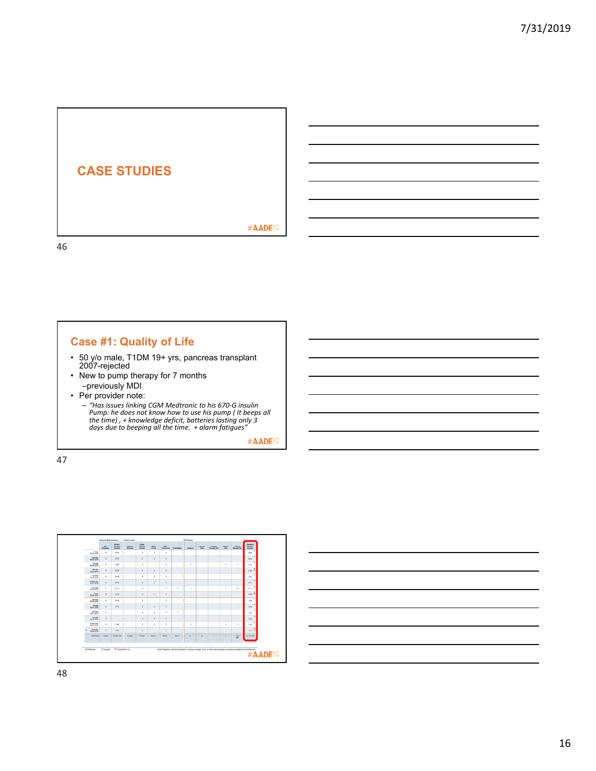## CASE STUDIES

#AADE19

## Case #1: Quality of Life

- 50 y/o male, T1DM 19+ yrs, pancreas transplant 2007-rejected
- New to pump therapy for 7 months
  - –previously MDI
- Per provider note:
  - *"Has issues linking CGM Medtronic to his 670-G insulin Pump: he does not know how to use his pump ( It beeps all the time) , + knowledge deficit, batteries lasting only 3 days due to beeping all the time. + alarm fatigues"*

#AADE19

#AADE19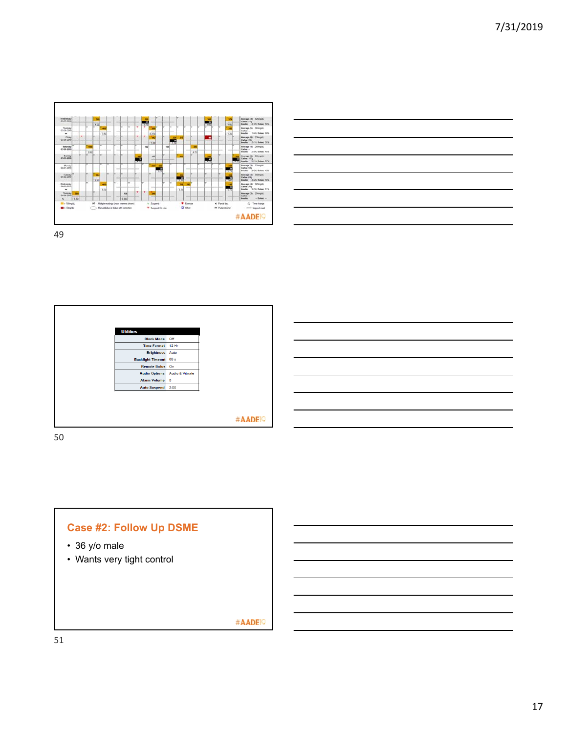| Utilities | |
|---|---|
| Block Mode | Off |
| Time Format | 12 Hr |
| Brightness | Auto |
| Backlight Timeout | 60 s |
| Remote Bolus | On |
| Audio Options | Audio & Vibrate |
| Alarm Volume | 5 |
| Auto Suspend | 2:00 |

#AADE19

## Case #2: Follow Up DSME

- 36 y/o male
- Wants very tight control

#AADE19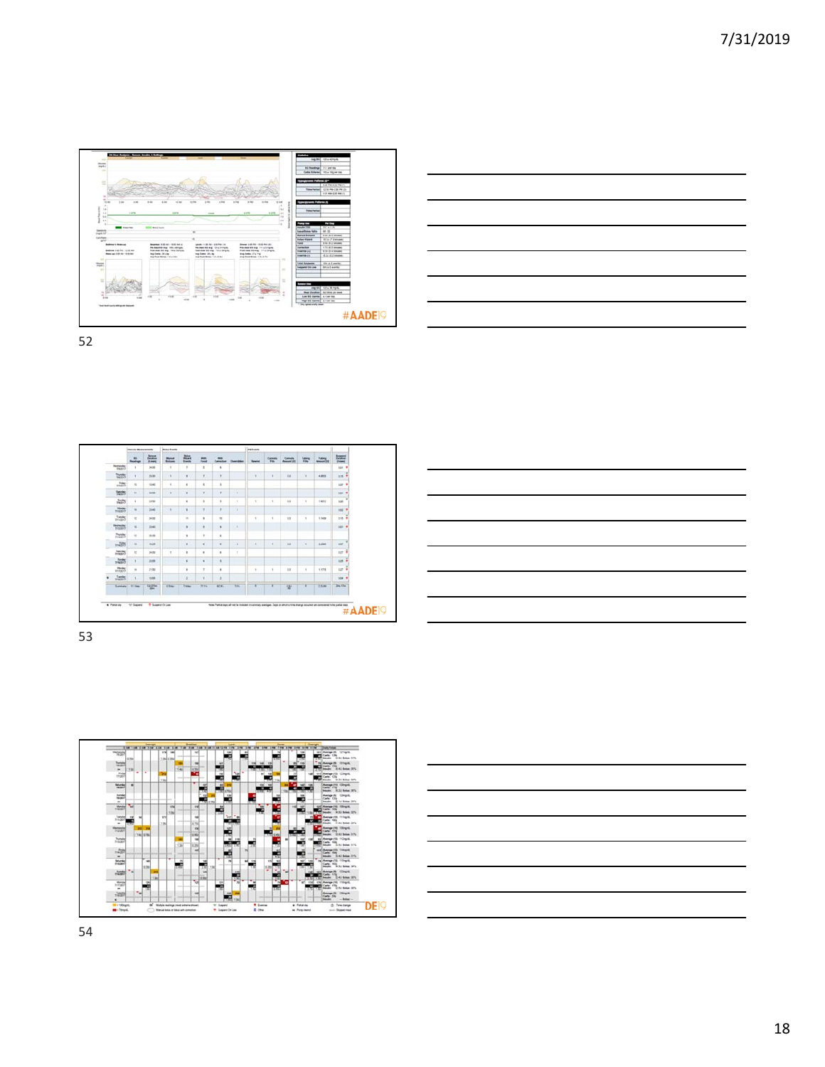#AADE19

52

#AADE19

53

DE19

54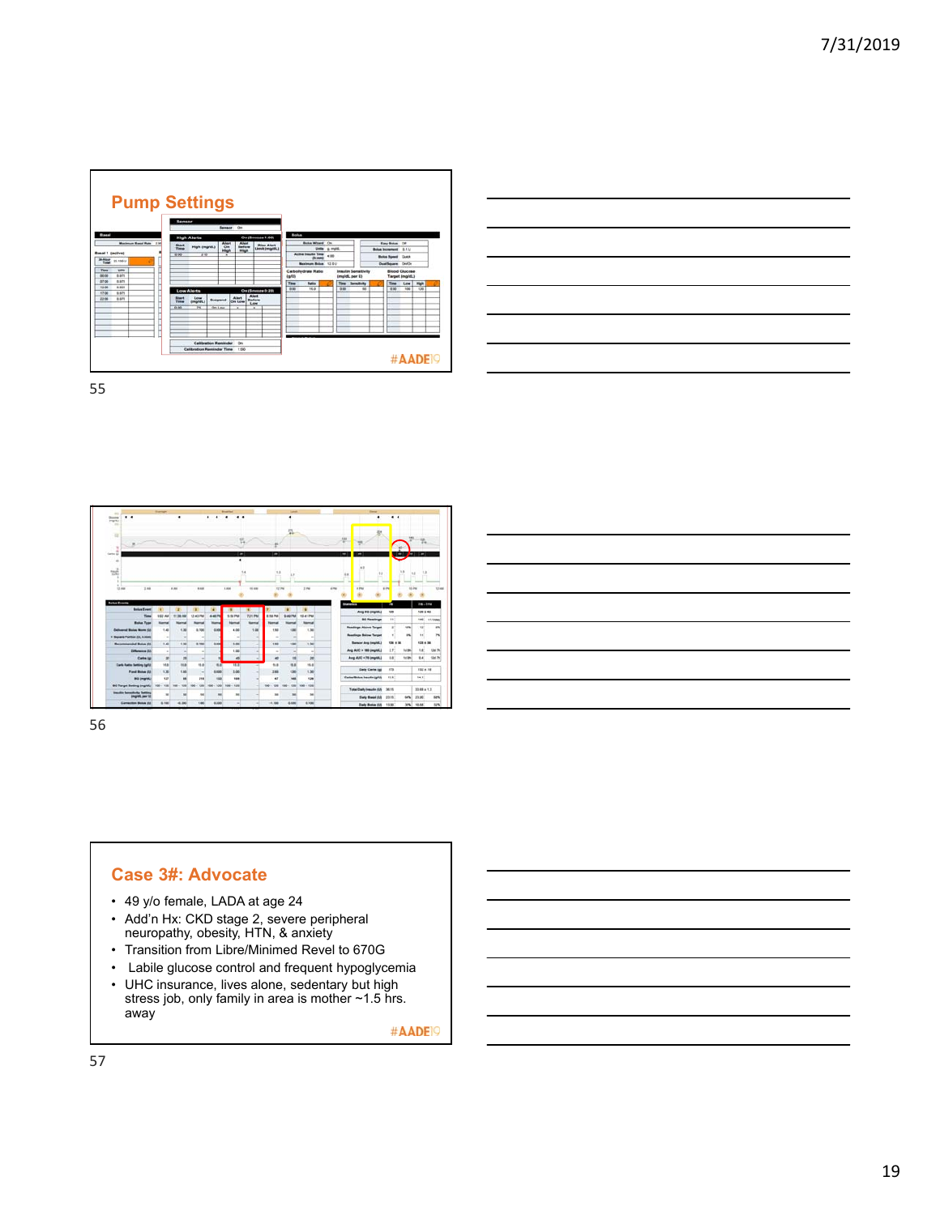## Pump Settings

#AADE19

## Case 3#: Advocate

- 49 y/o female, LADA at age 24
- Add'n Hx: CKD stage 2, severe peripheral neuropathy, obesity, HTN, & anxiety
- Transition from Libre/Minimed Revel to 670G
- Labile glucose control and frequent hypoglycemia
- UHC insurance, lives alone, sedentary but high stress job, only family in area is mother ~1.5 hrs. away

#AADE19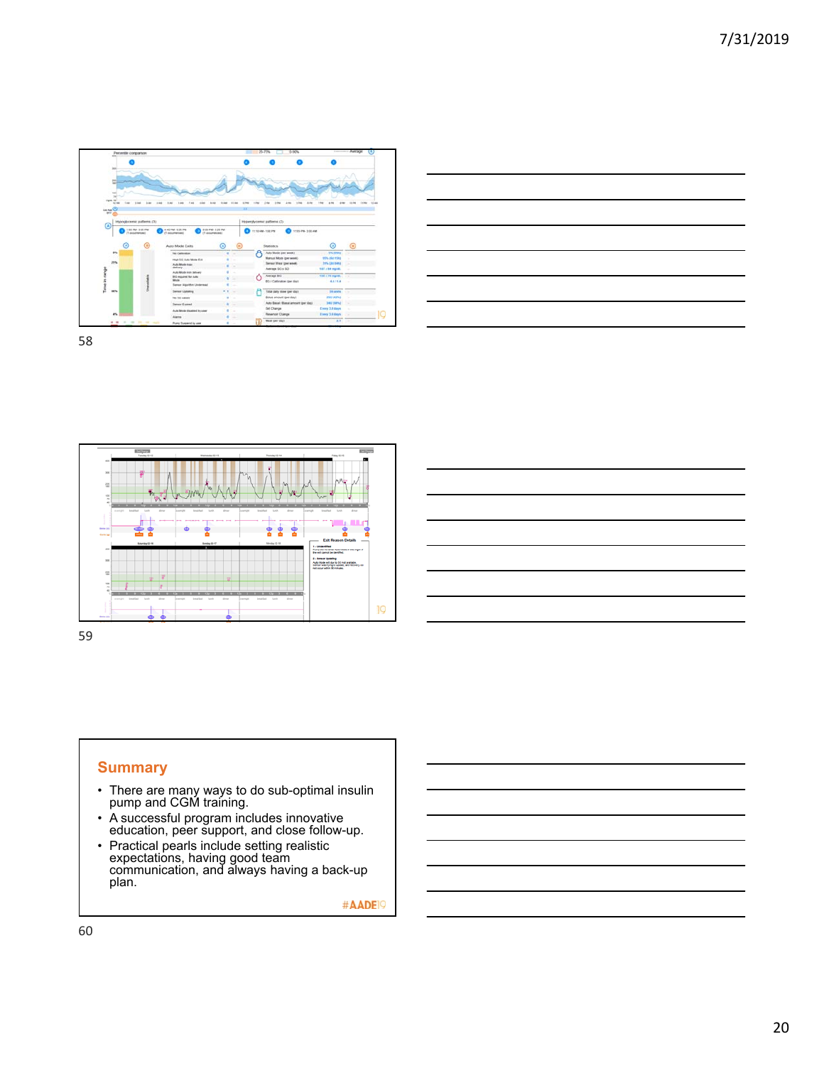58

59

## Summary

- There are many ways to do sub-optimal insulin pump and CGM training.
- A successful program includes innovative education, peer support, and close follow-up.
- Practical pearls include setting realistic expectations, having good team communication, and always having a back-up plan.

#AADE19

60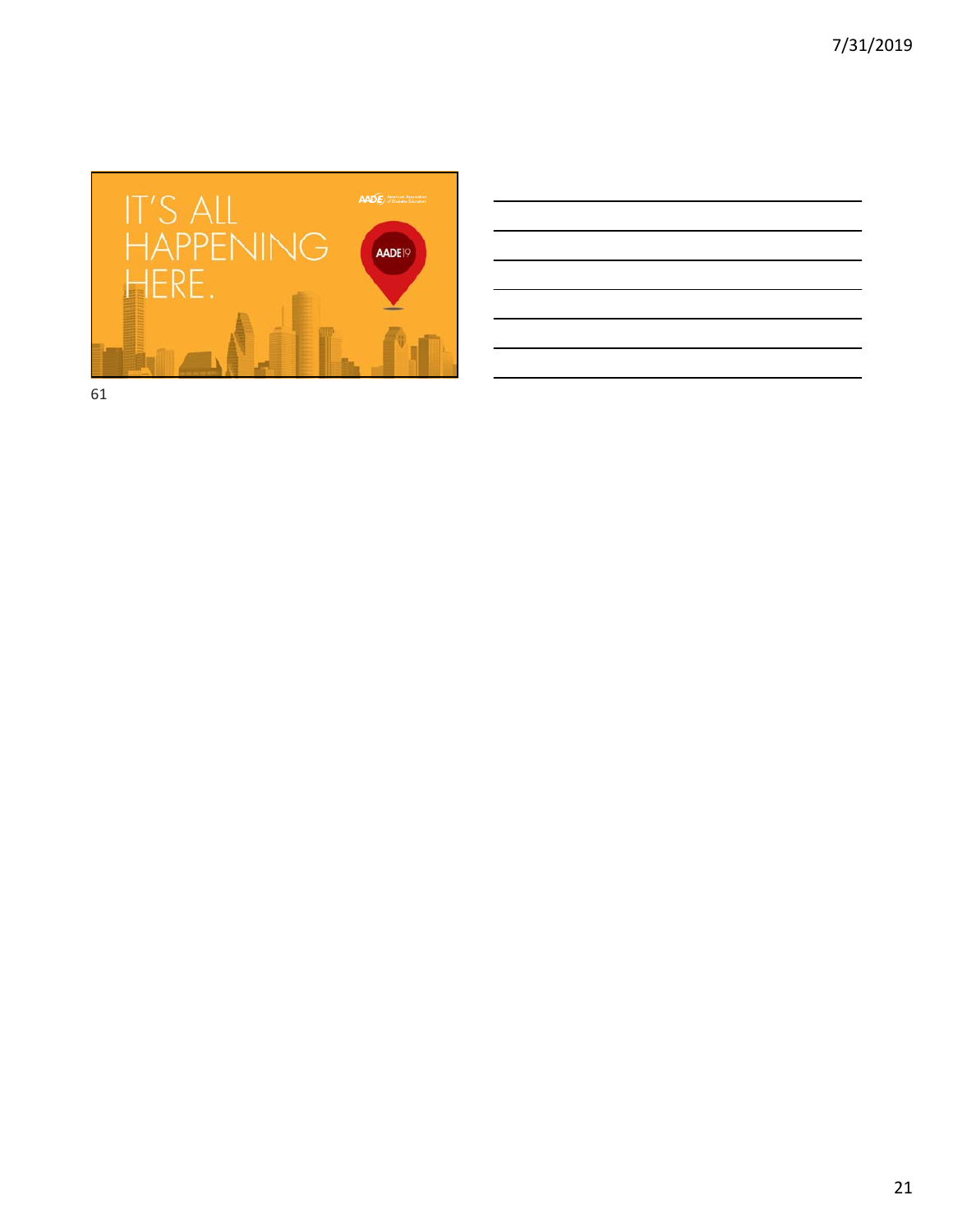IT'S ALL HAPPENING HERE.

AADE American Association of Diabetes Educators

AADE19